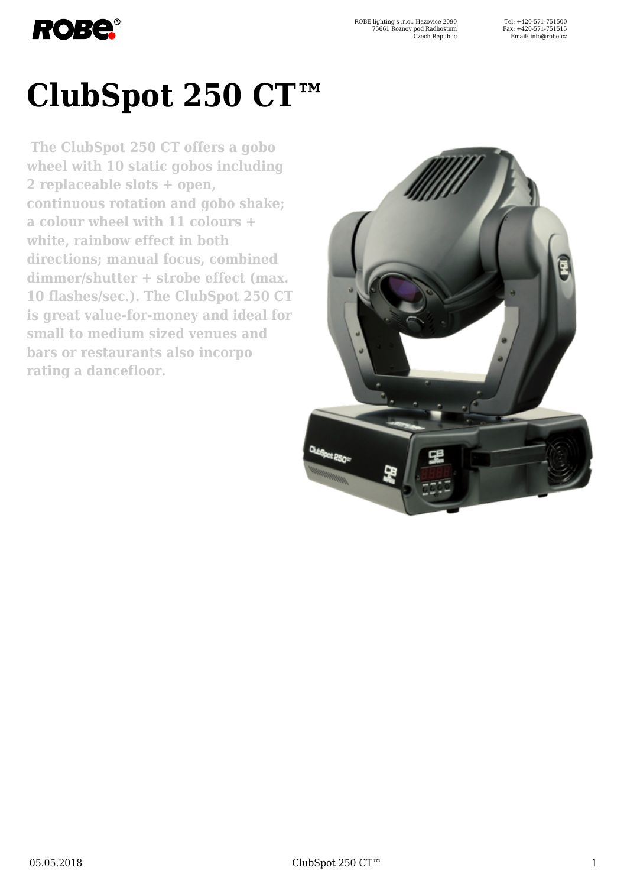# ClubSpot 250 CT™

**The ClubSpot 250 CT offers a gobo wheel with 10 static gobos including 2 replaceable slots + open, continuous rotation and gobo shake; a colour wheel with 11 colours + white, rainbow effect in both directions; manual focus, combined dimmer/shutter + strobe effect (max. 10 flashes/sec.). The ClubSpot 250 CT is great value-for-money and ideal for small to medium sized venues and bars or restaurants also incorpo rating a dancefloor.**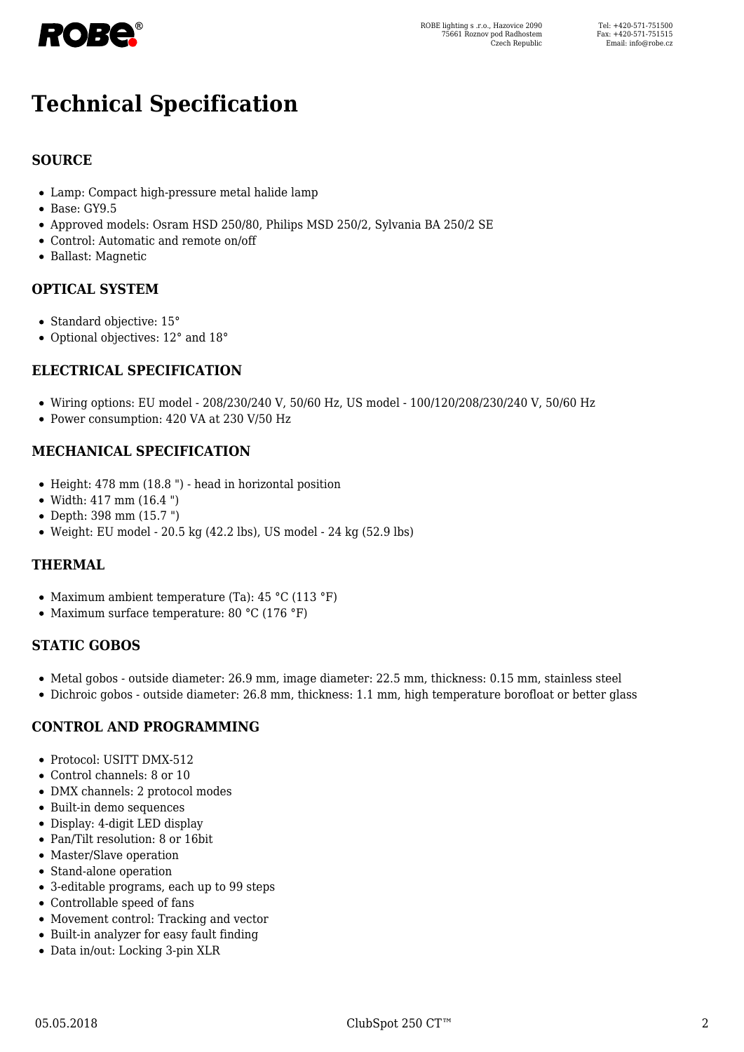# Technical Specification

### SOURCE

- Lamp: Compact high-pressure metal halide lamp
- Base: GY9.5
- Approved models: Osram HSD 250/80, Philips MSD 250/2, Sylvania BA 250/2 SE
- Control: Automatic and remote on/off
- Ballast: Magnetic

### OPTICAL SYSTEM

- Standard objective: 15°
- Optional objectives: 12° and 18°

### ELECTRICAL SPECIFICATION

- Wiring options: EU model - 208/230/240 V, 50/60 Hz, US model - 100/120/208/230/240 V, 50/60 Hz
- Power consumption: 420 VA at 230 V/50 Hz

### MECHANICAL SPECIFICATION

- Height: 478 mm (18.8 ") - head in horizontal position
- Width: 417 mm (16.4 ")
- Depth: 398 mm (15.7 ")
- Weight: EU model - 20.5 kg (42.2 lbs), US model - 24 kg (52.9 lbs)

### THERMAL

- Maximum ambient temperature (Ta): 45 °C (113 °F)
- Maximum surface temperature: 80 °C (176 °F)

### STATIC GOBOS

- Metal gobos - outside diameter: 26.9 mm, image diameter: 22.5 mm, thickness: 0.15 mm, stainless steel
- Dichroic gobos - outside diameter: 26.8 mm, thickness: 1.1 mm, high temperature borofloat or better glass

### CONTROL AND PROGRAMMING

- Protocol: USITT DMX-512
- Control channels: 8 or 10
- DMX channels: 2 protocol modes
- Built-in demo sequences
- Display: 4-digit LED display
- Pan/Tilt resolution: 8 or 16bit
- Master/Slave operation
- Stand-alone operation
- 3-editable programs, each up to 99 steps
- Controllable speed of fans
- Movement control: Tracking and vector
- Built-in analyzer for easy fault finding
- Data in/out: Locking 3-pin XLR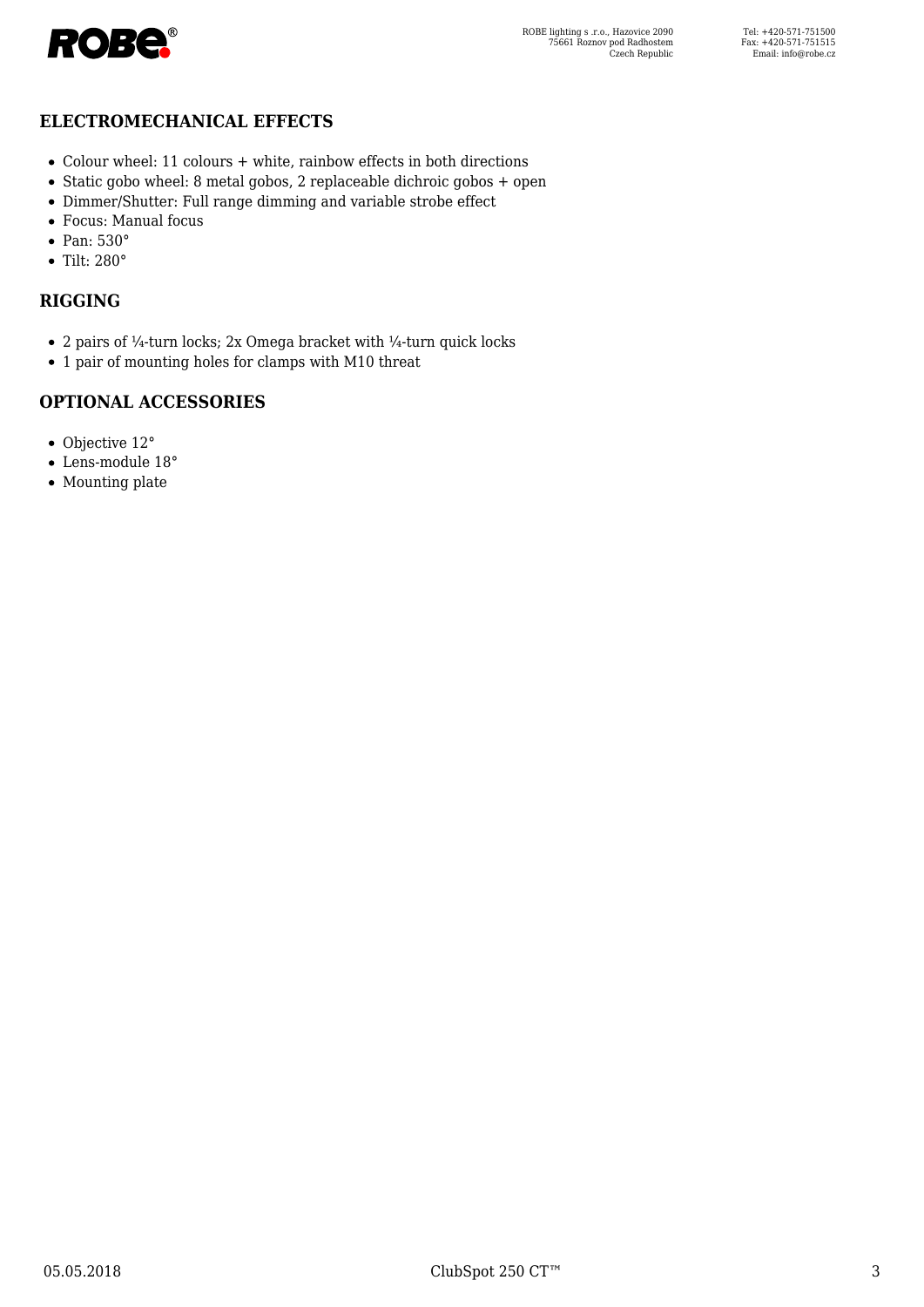## ELECTROMECHANICAL EFFECTS

- Colour wheel: 11 colours + white, rainbow effects in both directions
- Static gobo wheel: 8 metal gobos, 2 replaceable dichroic gobos + open
- Dimmer/Shutter: Full range dimming and variable strobe effect
- Focus: Manual focus
- Pan: 530°
- Tilt: 280°

## RIGGING

- 2 pairs of ¼-turn locks; 2x Omega bracket with ¼-turn quick locks
- 1 pair of mounting holes for clamps with M10 threat

## OPTIONAL ACCESSORIES

- Objective 12°
- Lens-module 18°
- Mounting plate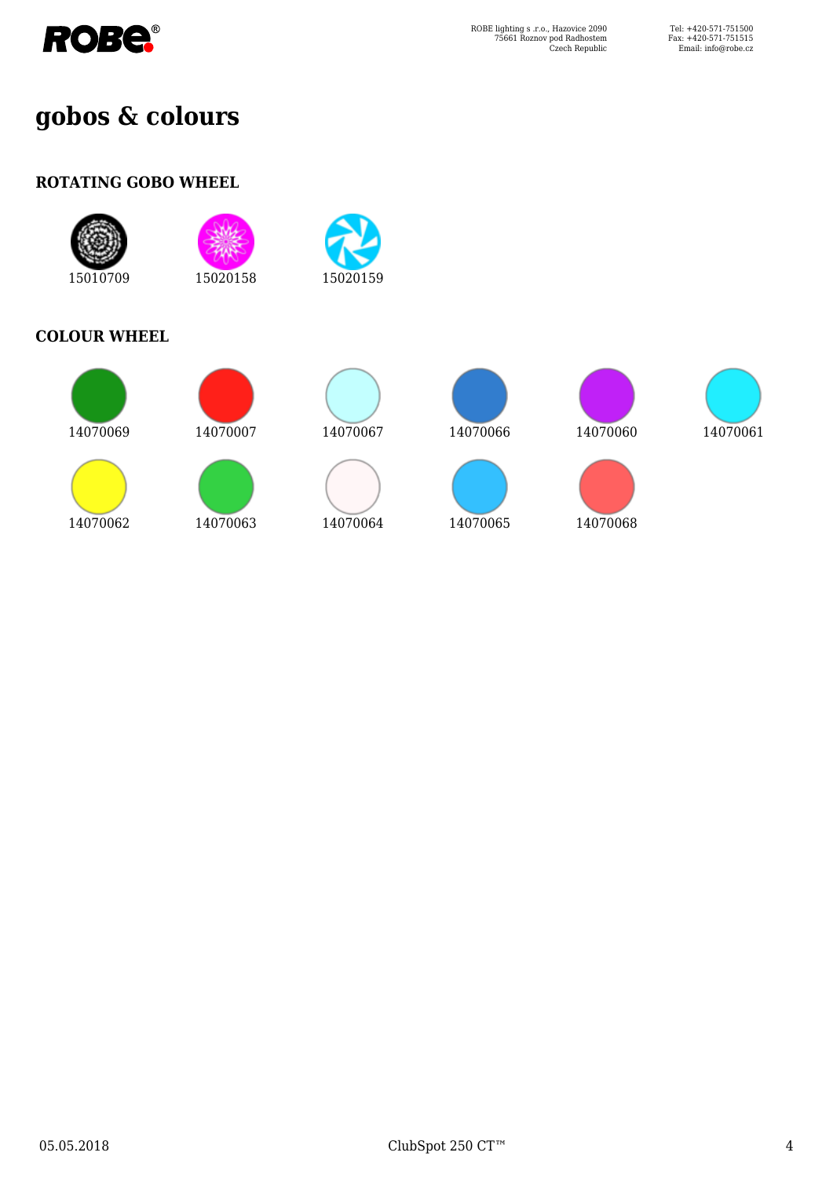# gobos & colours

## ROTATING GOBO WHEEL

15010709

15020158

15020159

## COLOUR WHEEL

14070069

14070007

14070067

14070066

14070060

14070061

14070062

14070063

14070064

14070065

14070068